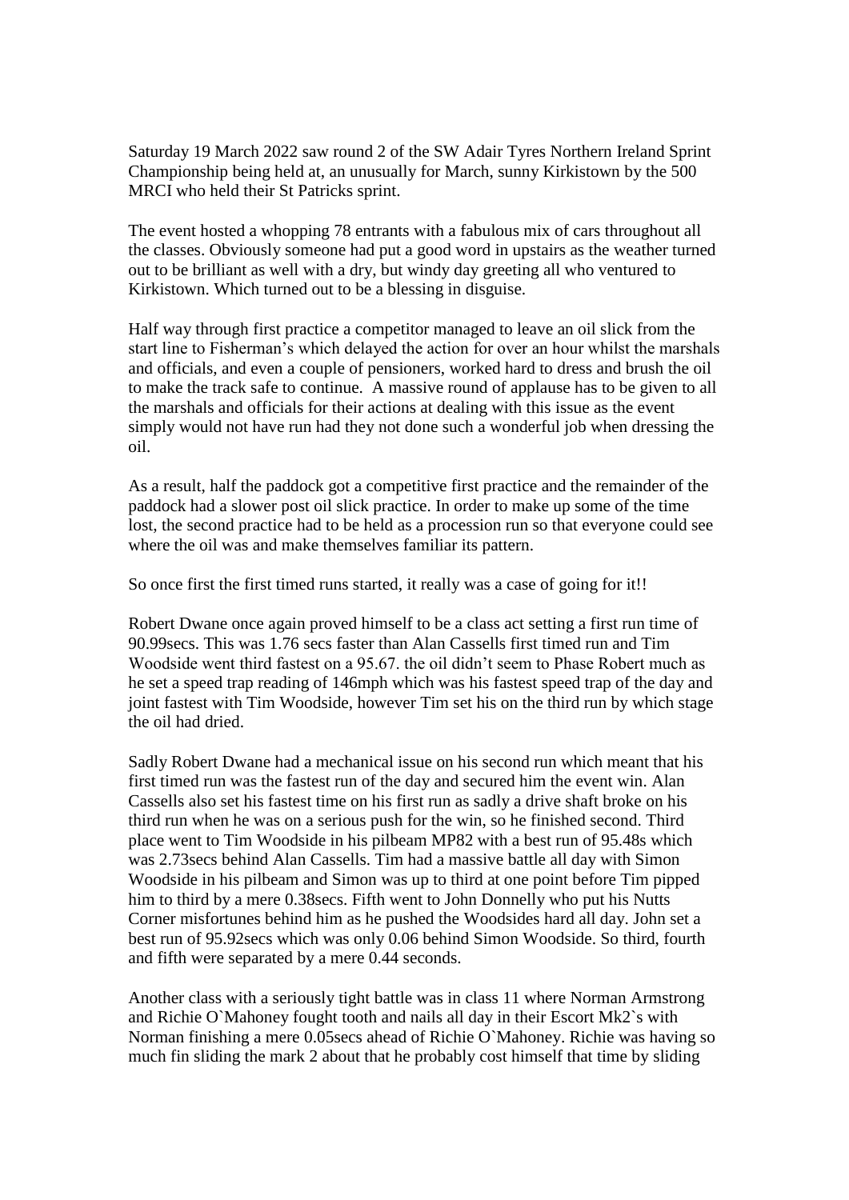Saturday 19 March 2022 saw round 2 of the SW Adair Tyres Northern Ireland Sprint Championship being held at, an unusually for March, sunny Kirkistown by the 500 MRCI who held their St Patricks sprint.

The event hosted a whopping 78 entrants with a fabulous mix of cars throughout all the classes. Obviously someone had put a good word in upstairs as the weather turned out to be brilliant as well with a dry, but windy day greeting all who ventured to Kirkistown. Which turned out to be a blessing in disguise.

Half way through first practice a competitor managed to leave an oil slick from the start line to Fisherman's which delayed the action for over an hour whilst the marshals and officials, and even a couple of pensioners, worked hard to dress and brush the oil to make the track safe to continue. A massive round of applause has to be given to all the marshals and officials for their actions at dealing with this issue as the event simply would not have run had they not done such a wonderful job when dressing the oil.

As a result, half the paddock got a competitive first practice and the remainder of the paddock had a slower post oil slick practice. In order to make up some of the time lost, the second practice had to be held as a procession run so that everyone could see where the oil was and make themselves familiar its pattern.

So once first the first timed runs started, it really was a case of going for it!!

Robert Dwane once again proved himself to be a class act setting a first run time of 90.99secs. This was 1.76 secs faster than Alan Cassells first timed run and Tim Woodside went third fastest on a 95.67. the oil didn't seem to Phase Robert much as he set a speed trap reading of 146mph which was his fastest speed trap of the day and joint fastest with Tim Woodside, however Tim set his on the third run by which stage the oil had dried.

Sadly Robert Dwane had a mechanical issue on his second run which meant that his first timed run was the fastest run of the day and secured him the event win. Alan Cassells also set his fastest time on his first run as sadly a drive shaft broke on his third run when he was on a serious push for the win, so he finished second. Third place went to Tim Woodside in his pilbeam MP82 with a best run of 95.48s which was 2.73secs behind Alan Cassells. Tim had a massive battle all day with Simon Woodside in his pilbeam and Simon was up to third at one point before Tim pipped him to third by a mere 0.38secs. Fifth went to John Donnelly who put his Nutts Corner misfortunes behind him as he pushed the Woodsides hard all day. John set a best run of 95.92secs which was only 0.06 behind Simon Woodside. So third, fourth and fifth were separated by a mere 0.44 seconds.

Another class with a seriously tight battle was in class 11 where Norman Armstrong and Richie O`Mahoney fought tooth and nails all day in their Escort Mk2`s with Norman finishing a mere 0.05secs ahead of Richie O`Mahoney. Richie was having so much fin sliding the mark 2 about that he probably cost himself that time by sliding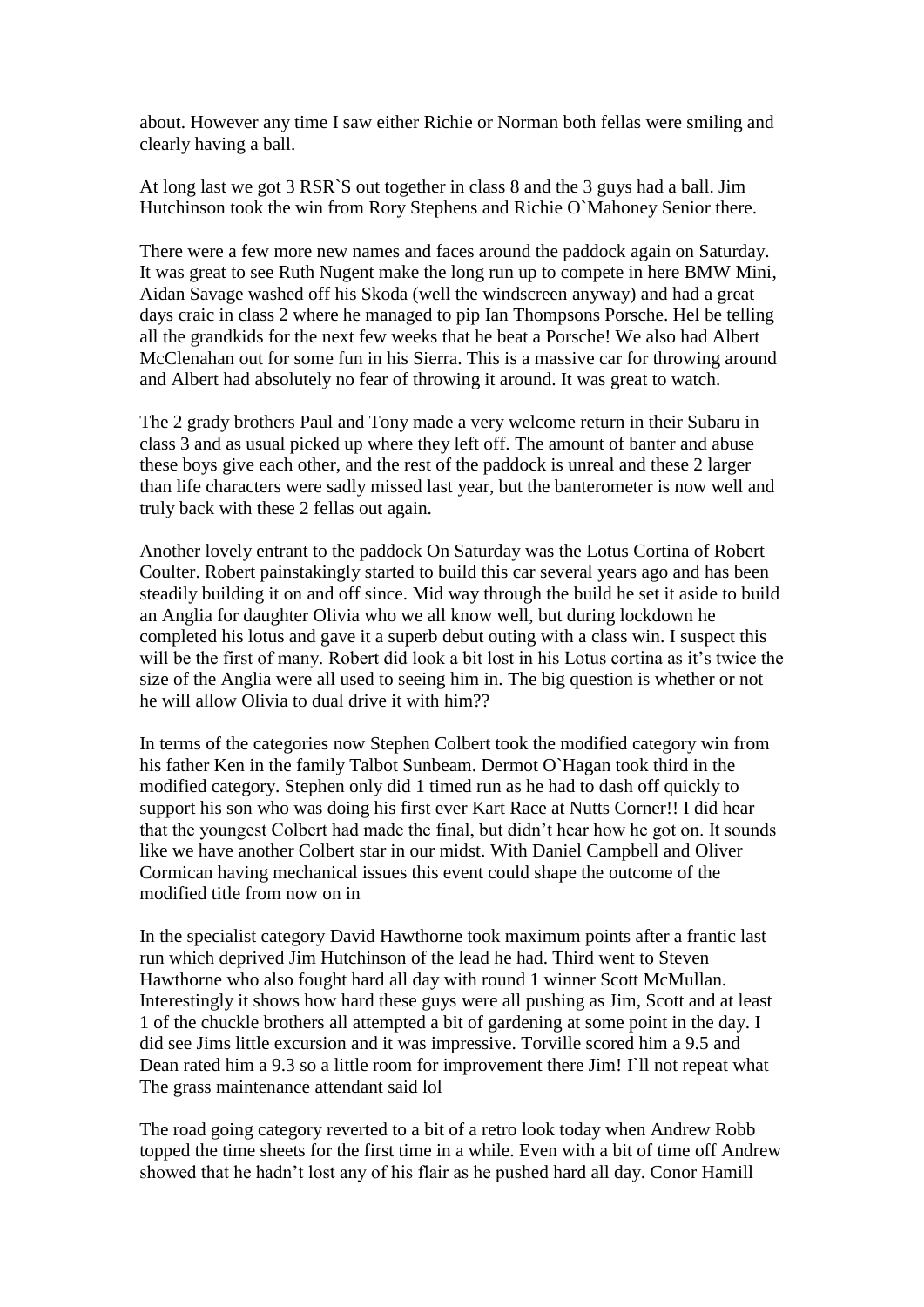about. However any time I saw either Richie or Norman both fellas were smiling and clearly having a ball.

At long last we got 3 RSR`S out together in class 8 and the 3 guys had a ball. Jim Hutchinson took the win from Rory Stephens and Richie O`Mahoney Senior there.

There were a few more new names and faces around the paddock again on Saturday. It was great to see Ruth Nugent make the long run up to compete in here BMW Mini, Aidan Savage washed off his Skoda (well the windscreen anyway) and had a great days craic in class 2 where he managed to pip Ian Thompsons Porsche. Hel be telling all the grandkids for the next few weeks that he beat a Porsche! We also had Albert McClenahan out for some fun in his Sierra. This is a massive car for throwing around and Albert had absolutely no fear of throwing it around. It was great to watch.

The 2 grady brothers Paul and Tony made a very welcome return in their Subaru in class 3 and as usual picked up where they left off. The amount of banter and abuse these boys give each other, and the rest of the paddock is unreal and these 2 larger than life characters were sadly missed last year, but the banterometer is now well and truly back with these 2 fellas out again.

Another lovely entrant to the paddock On Saturday was the Lotus Cortina of Robert Coulter. Robert painstakingly started to build this car several years ago and has been steadily building it on and off since. Mid way through the build he set it aside to build an Anglia for daughter Olivia who we all know well, but during lockdown he completed his lotus and gave it a superb debut outing with a class win. I suspect this will be the first of many. Robert did look a bit lost in his Lotus cortina as it's twice the size of the Anglia were all used to seeing him in. The big question is whether or not he will allow Olivia to dual drive it with him??

In terms of the categories now Stephen Colbert took the modified category win from his father Ken in the family Talbot Sunbeam. Dermot O`Hagan took third in the modified category. Stephen only did 1 timed run as he had to dash off quickly to support his son who was doing his first ever Kart Race at Nutts Corner!! I did hear that the youngest Colbert had made the final, but didn't hear how he got on. It sounds like we have another Colbert star in our midst. With Daniel Campbell and Oliver Cormican having mechanical issues this event could shape the outcome of the modified title from now on in

In the specialist category David Hawthorne took maximum points after a frantic last run which deprived Jim Hutchinson of the lead he had. Third went to Steven Hawthorne who also fought hard all day with round 1 winner Scott McMullan. Interestingly it shows how hard these guys were all pushing as Jim, Scott and at least 1 of the chuckle brothers all attempted a bit of gardening at some point in the day. I did see Jims little excursion and it was impressive. Torville scored him a 9.5 and Dean rated him a 9.3 so a little room for improvement there Jim! I`ll not repeat what The grass maintenance attendant said lol

The road going category reverted to a bit of a retro look today when Andrew Robb topped the time sheets for the first time in a while. Even with a bit of time off Andrew showed that he hadn't lost any of his flair as he pushed hard all day. Conor Hamill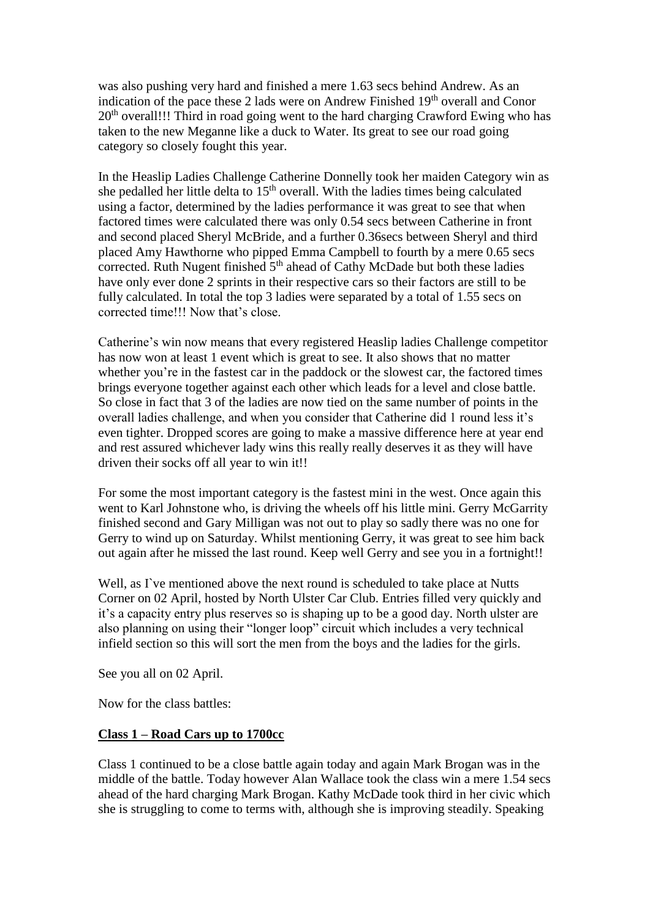was also pushing very hard and finished a mere 1.63 secs behind Andrew. As an indication of the pace these 2 lads were on Andrew Finished 19th overall and Conor 20th overall!!! Third in road going went to the hard charging Crawford Ewing who has taken to the new Meganne like a duck to Water. Its great to see our road going category so closely fought this year.

In the Heaslip Ladies Challenge Catherine Donnelly took her maiden Category win as she pedalled her little delta to 15th overall. With the ladies times being calculated using a factor, determined by the ladies performance it was great to see that when factored times were calculated there was only 0.54 secs between Catherine in front and second placed Sheryl McBride, and a further 0.36secs between Sheryl and third placed Amy Hawthorne who pipped Emma Campbell to fourth by a mere 0.65 secs corrected. Ruth Nugent finished 5th ahead of Cathy McDade but both these ladies have only ever done 2 sprints in their respective cars so their factors are still to be fully calculated. In total the top 3 ladies were separated by a total of 1.55 secs on corrected time!!! Now that's close.

Catherine's win now means that every registered Heaslip ladies Challenge competitor has now won at least 1 event which is great to see. It also shows that no matter whether you're in the fastest car in the paddock or the slowest car, the factored times brings everyone together against each other which leads for a level and close battle. So close in fact that 3 of the ladies are now tied on the same number of points in the overall ladies challenge, and when you consider that Catherine did 1 round less it's even tighter. Dropped scores are going to make a massive difference here at year end and rest assured whichever lady wins this really really deserves it as they will have driven their socks off all year to win it!!

For some the most important category is the fastest mini in the west. Once again this went to Karl Johnstone who, is driving the wheels off his little mini. Gerry McGarrity finished second and Gary Milligan was not out to play so sadly there was no one for Gerry to wind up on Saturday. Whilst mentioning Gerry, it was great to see him back out again after he missed the last round. Keep well Gerry and see you in a fortnight!!

Well, as I`ve mentioned above the next round is scheduled to take place at Nutts Corner on 02 April, hosted by North Ulster Car Club. Entries filled very quickly and it's a capacity entry plus reserves so is shaping up to be a good day. North ulster are also planning on using their "longer loop" circuit which includes a very technical infield section so this will sort the men from the boys and the ladies for the girls.

See you all on 02 April.

Now for the class battles:

**Class 1 – Road Cars up to 1700cc**

Class 1 continued to be a close battle again today and again Mark Brogan was in the middle of the battle. Today however Alan Wallace took the class win a mere 1.54 secs ahead of the hard charging Mark Brogan. Kathy McDade took third in her civic which she is struggling to come to terms with, although she is improving steadily. Speaking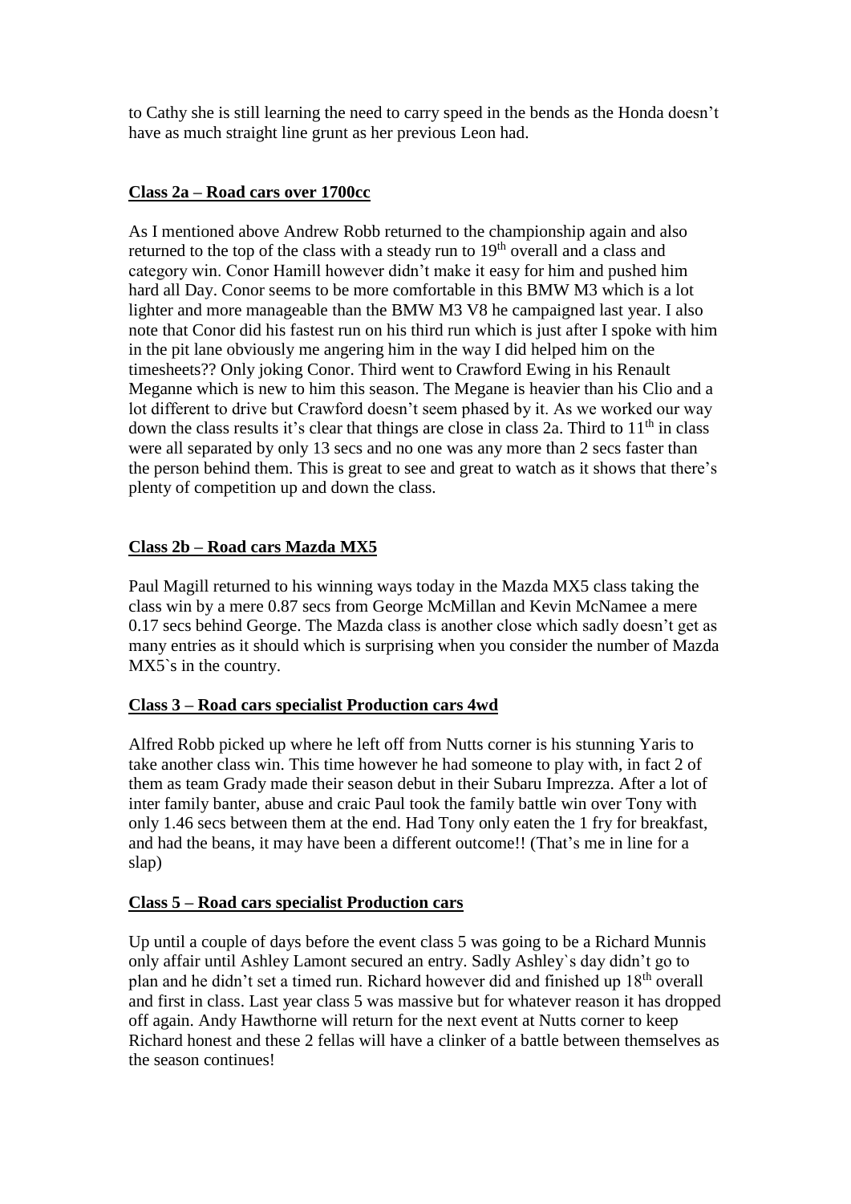to Cathy she is still learning the need to carry speed in the bends as the Honda doesn't have as much straight line grunt as her previous Leon had.

**Class 2a – Road cars over 1700cc**

As I mentioned above Andrew Robb returned to the championship again and also returned to the top of the class with a steady run to 19th overall and a class and category win. Conor Hamill however didn't make it easy for him and pushed him hard all Day. Conor seems to be more comfortable in this BMW M3 which is a lot lighter and more manageable than the BMW M3 V8 he campaigned last year. I also note that Conor did his fastest run on his third run which is just after I spoke with him in the pit lane obviously me angering him in the way I did helped him on the timesheets?? Only joking Conor. Third went to Crawford Ewing in his Renault Meganne which is new to him this season. The Megane is heavier than his Clio and a lot different to drive but Crawford doesn't seem phased by it. As we worked our way down the class results it's clear that things are close in class 2a. Third to 11th in class were all separated by only 13 secs and no one was any more than 2 secs faster than the person behind them. This is great to see and great to watch as it shows that there's plenty of competition up and down the class.

**Class 2b – Road cars Mazda MX5**

Paul Magill returned to his winning ways today in the Mazda MX5 class taking the class win by a mere 0.87 secs from George McMillan and Kevin McNamee a mere 0.17 secs behind George. The Mazda class is another close which sadly doesn't get as many entries as it should which is surprising when you consider the number of Mazda MX5`s in the country.

**Class 3 – Road cars specialist Production cars 4wd**

Alfred Robb picked up where he left off from Nutts corner is his stunning Yaris to take another class win. This time however he had someone to play with, in fact 2 of them as team Grady made their season debut in their Subaru Imprezza. After a lot of inter family banter, abuse and craic Paul took the family battle win over Tony with only 1.46 secs between them at the end. Had Tony only eaten the 1 fry for breakfast, and had the beans, it may have been a different outcome!! (That's me in line for a slap)

**Class 5 – Road cars specialist Production cars**

Up until a couple of days before the event class 5 was going to be a Richard Munnis only affair until Ashley Lamont secured an entry. Sadly Ashley`s day didn't go to plan and he didn't set a timed run. Richard however did and finished up 18th overall and first in class. Last year class 5 was massive but for whatever reason it has dropped off again. Andy Hawthorne will return for the next event at Nutts corner to keep Richard honest and these 2 fellas will have a clinker of a battle between themselves as the season continues!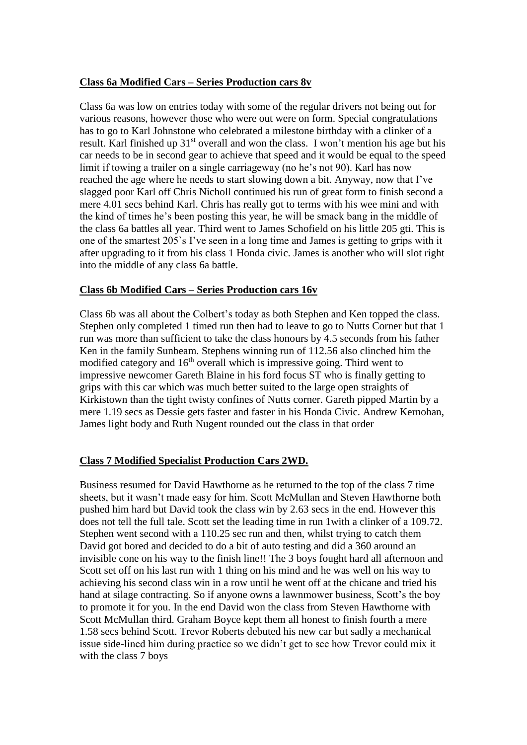**Class 6a Modified Cars – Series Production cars 8v**

Class 6a was low on entries today with some of the regular drivers not being out for various reasons, however those who were out were on form. Special congratulations has to go to Karl Johnstone who celebrated a milestone birthday with a clinker of a result. Karl finished up 31st overall and won the class. I won't mention his age but his car needs to be in second gear to achieve that speed and it would be equal to the speed limit if towing a trailer on a single carriageway (no he's not 90). Karl has now reached the age where he needs to start slowing down a bit. Anyway, now that I've slagged poor Karl off Chris Nicholl continued his run of great form to finish second a mere 4.01 secs behind Karl. Chris has really got to terms with his wee mini and with the kind of times he's been posting this year, he will be smack bang in the middle of the class 6a battles all year. Third went to James Schofield on his little 205 gti. This is one of the smartest 205`s I've seen in a long time and James is getting to grips with it after upgrading to it from his class 1 Honda civic. James is another who will slot right into the middle of any class 6a battle.

**Class 6b Modified Cars – Series Production cars 16v**

Class 6b was all about the Colbert's today as both Stephen and Ken topped the class. Stephen only completed 1 timed run then had to leave to go to Nutts Corner but that 1 run was more than sufficient to take the class honours by 4.5 seconds from his father Ken in the family Sunbeam. Stephens winning run of 112.56 also clinched him the modified category and 16th overall which is impressive going. Third went to impressive newcomer Gareth Blaine in his ford focus ST who is finally getting to grips with this car which was much better suited to the large open straights of Kirkistown than the tight twisty confines of Nutts corner. Gareth pipped Martin by a mere 1.19 secs as Dessie gets faster and faster in his Honda Civic. Andrew Kernohan, James light body and Ruth Nugent rounded out the class in that order

**Class 7 Modified Specialist Production Cars 2WD.**

Business resumed for David Hawthorne as he returned to the top of the class 7 time sheets, but it wasn't made easy for him. Scott McMullan and Steven Hawthorne both pushed him hard but David took the class win by 2.63 secs in the end. However this does not tell the full tale. Scott set the leading time in run 1with a clinker of a 109.72. Stephen went second with a 110.25 sec run and then, whilst trying to catch them David got bored and decided to do a bit of auto testing and did a 360 around an invisible cone on his way to the finish line!! The 3 boys fought hard all afternoon and Scott set off on his last run with 1 thing on his mind and he was well on his way to achieving his second class win in a row until he went off at the chicane and tried his hand at silage contracting. So if anyone owns a lawnmower business, Scott's the boy to promote it for you. In the end David won the class from Steven Hawthorne with Scott McMullan third. Graham Boyce kept them all honest to finish fourth a mere 1.58 secs behind Scott. Trevor Roberts debuted his new car but sadly a mechanical issue side-lined him during practice so we didn't get to see how Trevor could mix it with the class 7 boys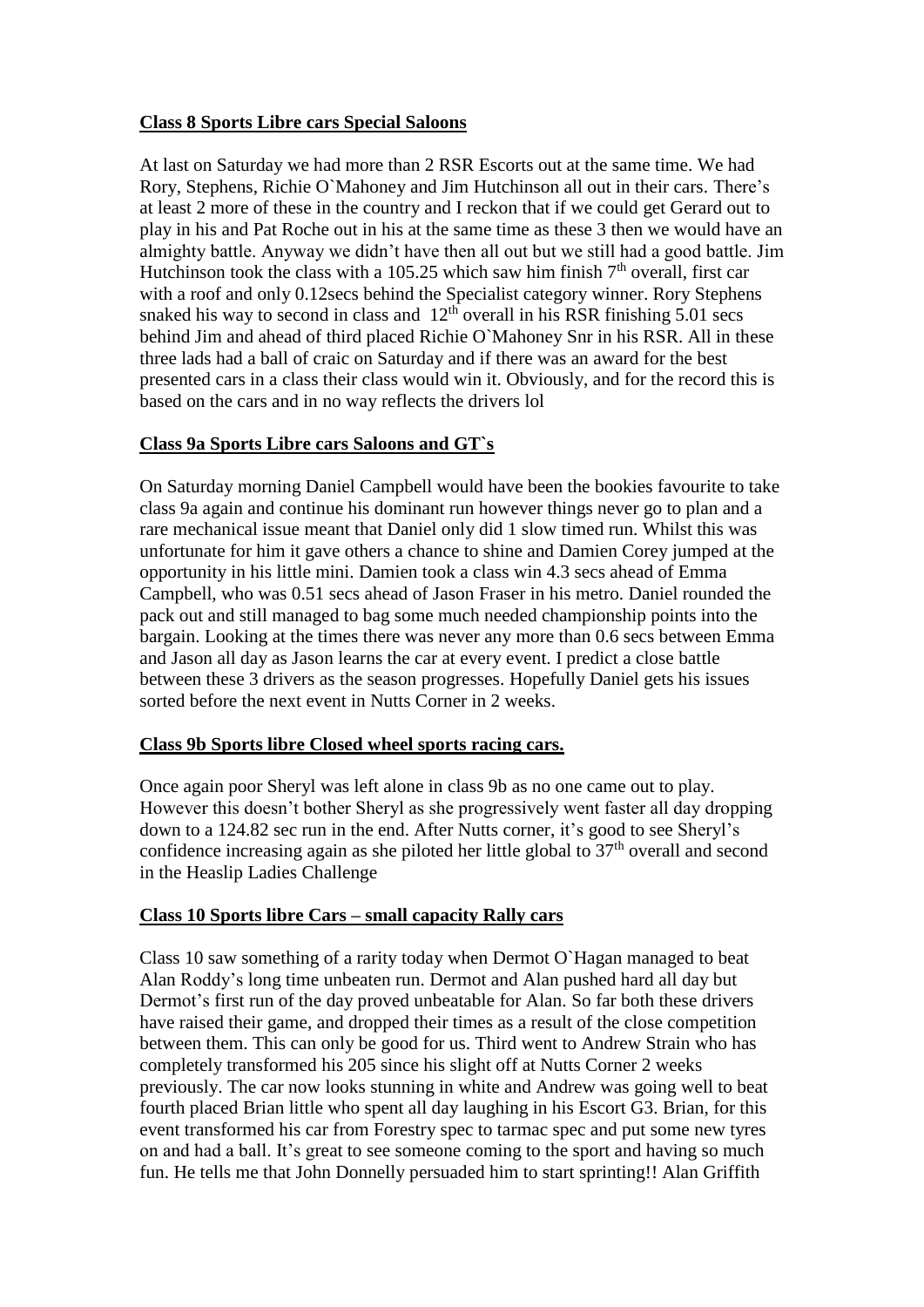**Class 8 Sports Libre cars Special Saloons**

At last on Saturday we had more than 2 RSR Escorts out at the same time. We had Rory, Stephens, Richie O`Mahoney and Jim Hutchinson all out in their cars. There's at least 2 more of these in the country and I reckon that if we could get Gerard out to play in his and Pat Roche out in his at the same time as these 3 then we would have an almighty battle. Anyway we didn't have then all out but we still had a good battle. Jim Hutchinson took the class with a 105.25 which saw him finish 7th overall, first car with a roof and only 0.12secs behind the Specialist category winner. Rory Stephens snaked his way to second in class and 12th overall in his RSR finishing 5.01 secs behind Jim and ahead of third placed Richie O`Mahoney Snr in his RSR. All in these three lads had a ball of craic on Saturday and if there was an award for the best presented cars in a class their class would win it. Obviously, and for the record this is based on the cars and in no way reflects the drivers lol

**Class 9a Sports Libre cars Saloons and GT`s**

On Saturday morning Daniel Campbell would have been the bookies favourite to take class 9a again and continue his dominant run however things never go to plan and a rare mechanical issue meant that Daniel only did 1 slow timed run. Whilst this was unfortunate for him it gave others a chance to shine and Damien Corey jumped at the opportunity in his little mini. Damien took a class win 4.3 secs ahead of Emma Campbell, who was 0.51 secs ahead of Jason Fraser in his metro. Daniel rounded the pack out and still managed to bag some much needed championship points into the bargain. Looking at the times there was never any more than 0.6 secs between Emma and Jason all day as Jason learns the car at every event. I predict a close battle between these 3 drivers as the season progresses. Hopefully Daniel gets his issues sorted before the next event in Nutts Corner in 2 weeks.

**Class 9b Sports libre Closed wheel sports racing cars.**

Once again poor Sheryl was left alone in class 9b as no one came out to play. However this doesn't bother Sheryl as she progressively went faster all day dropping down to a 124.82 sec run in the end. After Nutts corner, it's good to see Sheryl's confidence increasing again as she piloted her little global to 37th overall and second in the Heaslip Ladies Challenge

**Class 10 Sports libre Cars – small capacity Rally cars**

Class 10 saw something of a rarity today when Dermot O`Hagan managed to beat Alan Roddy's long time unbeaten run. Dermot and Alan pushed hard all day but Dermot's first run of the day proved unbeatable for Alan. So far both these drivers have raised their game, and dropped their times as a result of the close competition between them. This can only be good for us. Third went to Andrew Strain who has completely transformed his 205 since his slight off at Nutts Corner 2 weeks previously. The car now looks stunning in white and Andrew was going well to beat fourth placed Brian little who spent all day laughing in his Escort G3. Brian, for this event transformed his car from Forestry spec to tarmac spec and put some new tyres on and had a ball. It's great to see someone coming to the sport and having so much fun. He tells me that John Donnelly persuaded him to start sprinting!! Alan Griffith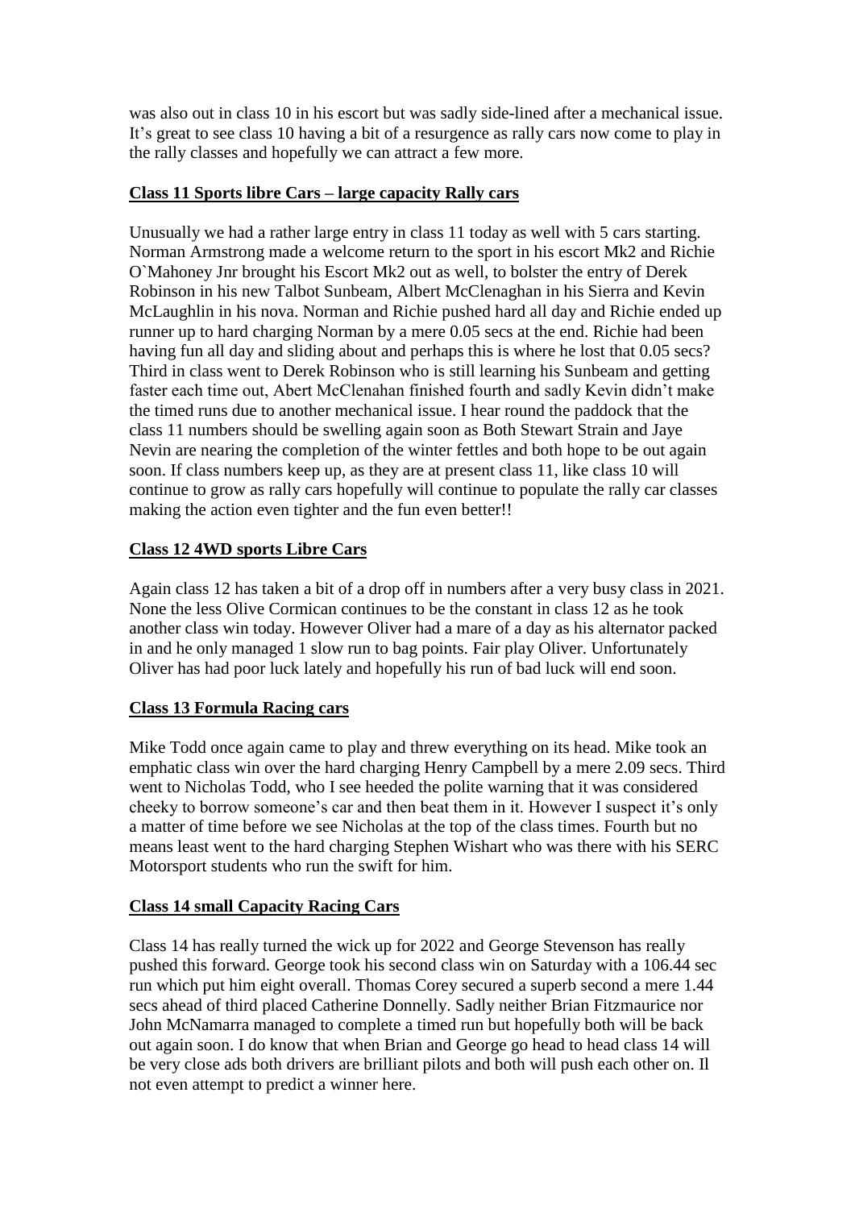was also out in class 10 in his escort but was sadly side-lined after a mechanical issue. It's great to see class 10 having a bit of a resurgence as rally cars now come to play in the rally classes and hopefully we can attract a few more.

**Class 11 Sports libre Cars – large capacity Rally cars**

Unusually we had a rather large entry in class 11 today as well with 5 cars starting. Norman Armstrong made a welcome return to the sport in his escort Mk2 and Richie O`Mahoney Jnr brought his Escort Mk2 out as well, to bolster the entry of Derek Robinson in his new Talbot Sunbeam, Albert McClenaghan in his Sierra and Kevin McLaughlin in his nova. Norman and Richie pushed hard all day and Richie ended up runner up to hard charging Norman by a mere 0.05 secs at the end. Richie had been having fun all day and sliding about and perhaps this is where he lost that 0.05 secs? Third in class went to Derek Robinson who is still learning his Sunbeam and getting faster each time out, Abert McClenahan finished fourth and sadly Kevin didn't make the timed runs due to another mechanical issue. I hear round the paddock that the class 11 numbers should be swelling again soon as Both Stewart Strain and Jaye Nevin are nearing the completion of the winter fettles and both hope to be out again soon. If class numbers keep up, as they are at present class 11, like class 10 will continue to grow as rally cars hopefully will continue to populate the rally car classes making the action even tighter and the fun even better!!

**Class 12 4WD sports Libre Cars**

Again class 12 has taken a bit of a drop off in numbers after a very busy class in 2021. None the less Olive Cormican continues to be the constant in class 12 as he took another class win today. However Oliver had a mare of a day as his alternator packed in and he only managed 1 slow run to bag points. Fair play Oliver. Unfortunately Oliver has had poor luck lately and hopefully his run of bad luck will end soon.

**Class 13 Formula Racing cars**

Mike Todd once again came to play and threw everything on its head. Mike took an emphatic class win over the hard charging Henry Campbell by a mere 2.09 secs. Third went to Nicholas Todd, who I see heeded the polite warning that it was considered cheeky to borrow someone's car and then beat them in it. However I suspect it's only a matter of time before we see Nicholas at the top of the class times. Fourth but no means least went to the hard charging Stephen Wishart who was there with his SERC Motorsport students who run the swift for him.

**Class 14 small Capacity Racing Cars**

Class 14 has really turned the wick up for 2022 and George Stevenson has really pushed this forward. George took his second class win on Saturday with a 106.44 sec run which put him eight overall. Thomas Corey secured a superb second a mere 1.44 secs ahead of third placed Catherine Donnelly. Sadly neither Brian Fitzmaurice nor John McNamarra managed to complete a timed run but hopefully both will be back out again soon. I do know that when Brian and George go head to head class 14 will be very close ads both drivers are brilliant pilots and both will push each other on. Il not even attempt to predict a winner here.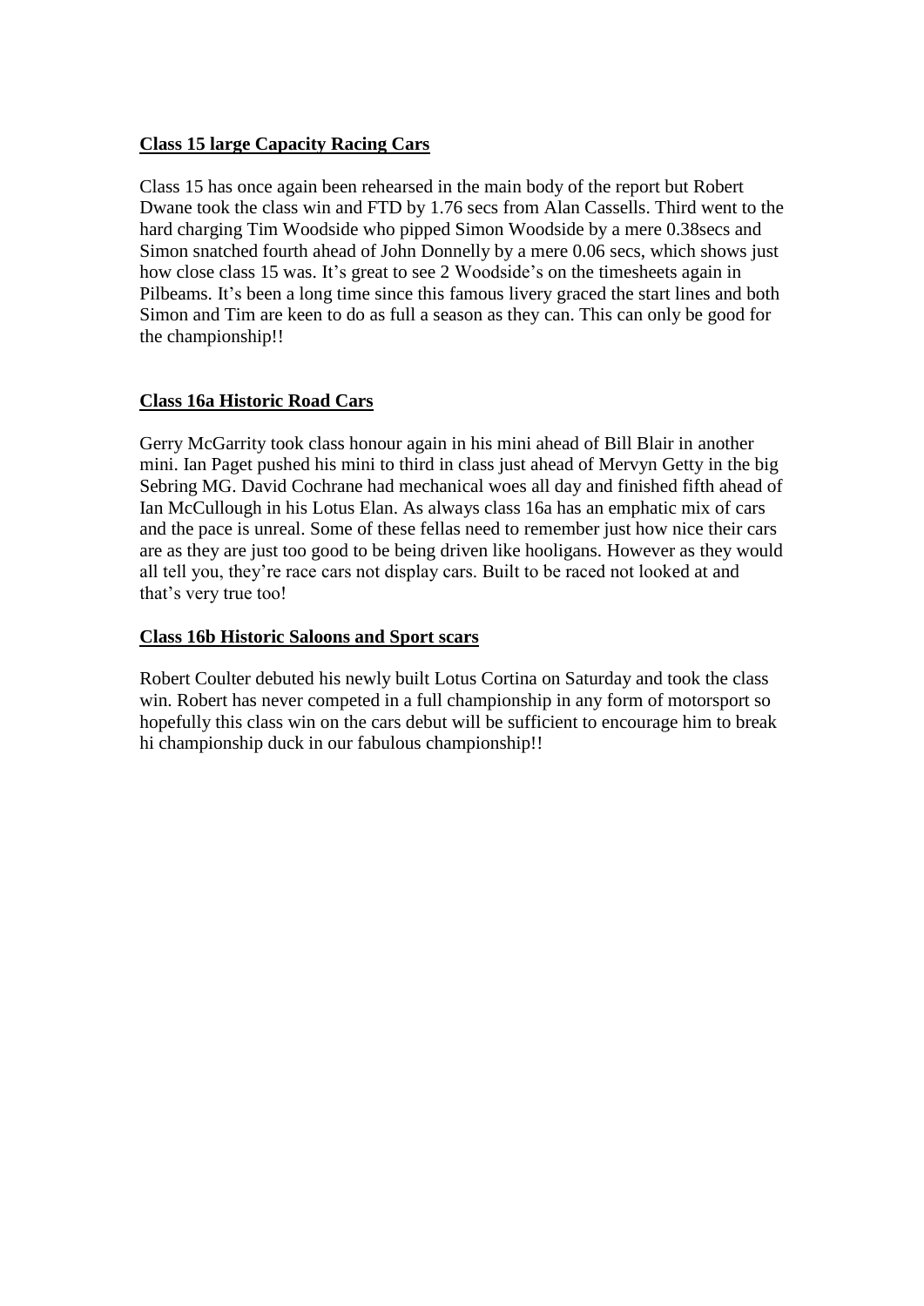**Class 15 large Capacity Racing Cars**

Class 15 has once again been rehearsed in the main body of the report but Robert Dwane took the class win and FTD by 1.76 secs from Alan Cassells. Third went to the hard charging Tim Woodside who pipped Simon Woodside by a mere 0.38secs and Simon snatched fourth ahead of John Donnelly by a mere 0.06 secs, which shows just how close class 15 was. It's great to see 2 Woodside's on the timesheets again in Pilbeams. It's been a long time since this famous livery graced the start lines and both Simon and Tim are keen to do as full a season as they can. This can only be good for the championship!!

**Class 16a Historic Road Cars**

Gerry McGarrity took class honour again in his mini ahead of Bill Blair in another mini. Ian Paget pushed his mini to third in class just ahead of Mervyn Getty in the big Sebring MG. David Cochrane had mechanical woes all day and finished fifth ahead of Ian McCullough in his Lotus Elan. As always class 16a has an emphatic mix of cars and the pace is unreal. Some of these fellas need to remember just how nice their cars are as they are just too good to be being driven like hooligans. However as they would all tell you, they're race cars not display cars. Built to be raced not looked at and that's very true too!

**Class 16b Historic Saloons and Sport scars**

Robert Coulter debuted his newly built Lotus Cortina on Saturday and took the class win. Robert has never competed in a full championship in any form of motorsport so hopefully this class win on the cars debut will be sufficient to encourage him to break hi championship duck in our fabulous championship!!